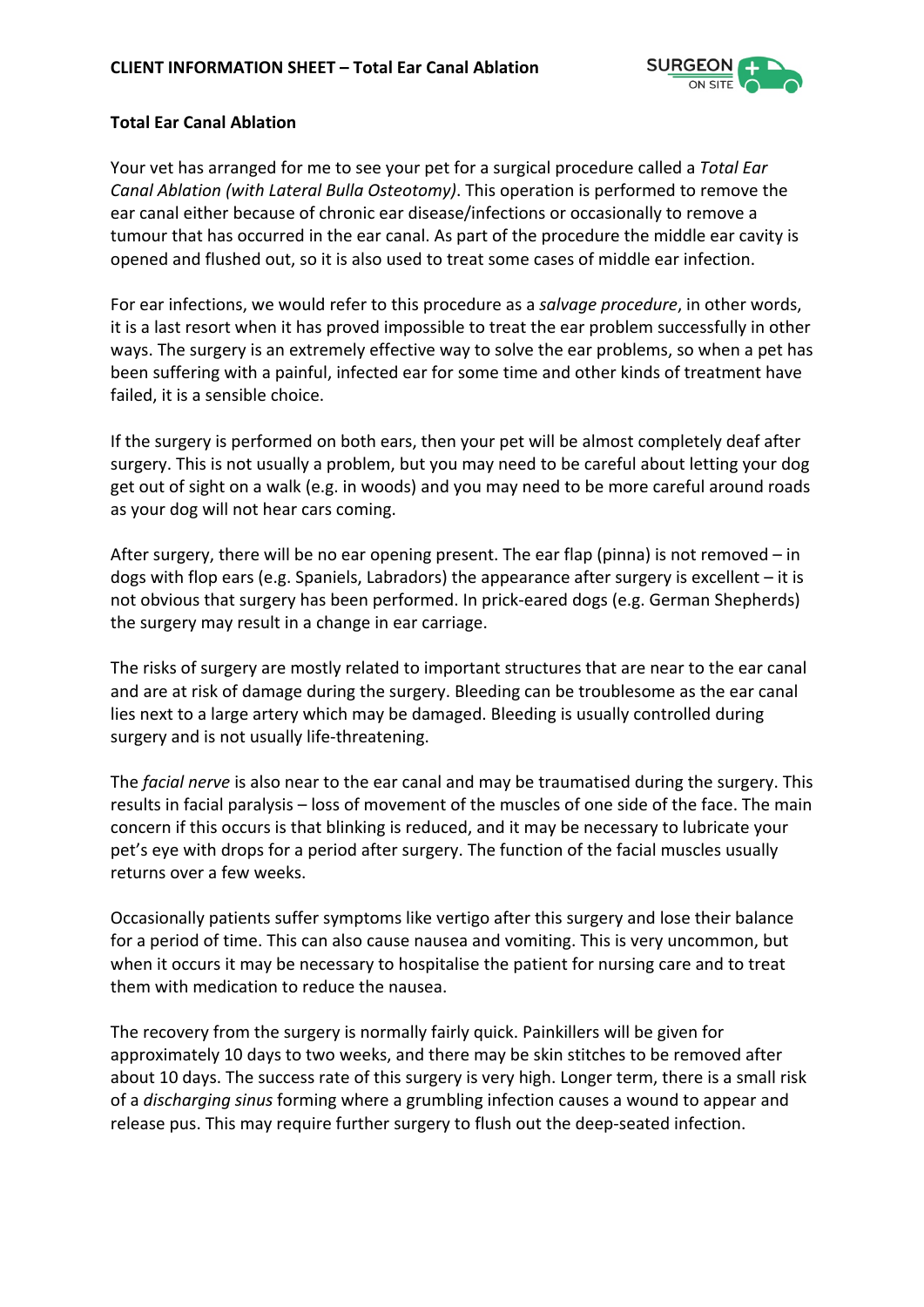**Total Ear Canal Ablation**

Your vet has arranged for me to see your pet for a surgical procedure called a *Total Ear Canal Ablation (with Lateral Bulla Osteotomy)*. This operation is performed to remove the ear canal either because of chronic ear disease/infections or occasionally to remove a tumour that has occurred in the ear canal. As part of the procedure the middle ear cavity is opened and flushed out, so it is also used to treat some cases of middle ear infection.

For ear infections, we would refer to this procedure as a *salvage procedure*, in other words, it is a last resort when it has proved impossible to treat the ear problem successfully in other ways. The surgery is an extremely effective way to solve the ear problems, so when a pet has been suffering with a painful, infected ear for some time and other kinds of treatment have failed, it is a sensible choice.

If the surgery is performed on both ears, then your pet will be almost completely deaf after surgery. This is not usually a problem, but you may need to be careful about letting your dog get out of sight on a walk (e.g. in woods) and you may need to be more careful around roads as your dog will not hear cars coming.

After surgery, there will be no ear opening present. The ear flap (pinna) is not removed – in dogs with flop ears (e.g. Spaniels, Labradors) the appearance after surgery is excellent – it is not obvious that surgery has been performed. In prick-eared dogs (e.g. German Shepherds) the surgery may result in a change in ear carriage.

The risks of surgery are mostly related to important structures that are near to the ear canal and are at risk of damage during the surgery. Bleeding can be troublesome as the ear canal lies next to a large artery which may be damaged. Bleeding is usually controlled during surgery and is not usually life-threatening.

The *facial nerve* is also near to the ear canal and may be traumatised during the surgery. This results in facial paralysis – loss of movement of the muscles of one side of the face. The main concern if this occurs is that blinking is reduced, and it may be necessary to lubricate your pet's eye with drops for a period after surgery. The function of the facial muscles usually returns over a few weeks.

Occasionally patients suffer symptoms like vertigo after this surgery and lose their balance for a period of time. This can also cause nausea and vomiting. This is very uncommon, but when it occurs it may be necessary to hospitalise the patient for nursing care and to treat them with medication to reduce the nausea.

The recovery from the surgery is normally fairly quick. Painkillers will be given for approximately 10 days to two weeks, and there may be skin stitches to be removed after about 10 days. The success rate of this surgery is very high. Longer term, there is a small risk of a *discharging sinus* forming where a grumbling infection causes a wound to appear and release pus. This may require further surgery to flush out the deep-seated infection.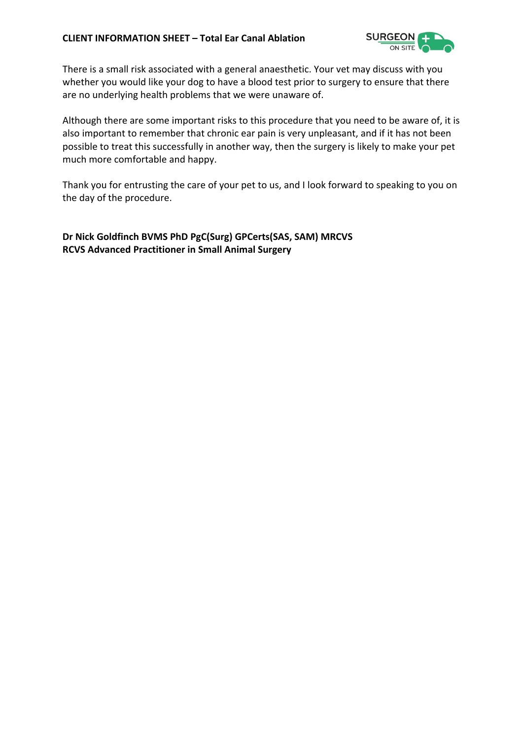There is a small risk associated with a general anaesthetic. Your vet may discuss with you whether you would like your dog to have a blood test prior to surgery to ensure that there are no underlying health problems that we were unaware of.

Although there are some important risks to this procedure that you need to be aware of, it is also important to remember that chronic ear pain is very unpleasant, and if it has not been possible to treat this successfully in another way, then the surgery is likely to make your pet much more comfortable and happy.

Thank you for entrusting the care of your pet to us, and I look forward to speaking to you on the day of the procedure.

**Dr Nick Goldfinch BVMS PhD PgC(Surg) GPCerts(SAS, SAM) MRCVS**
**RCVS Advanced Practitioner in Small Animal Surgery**